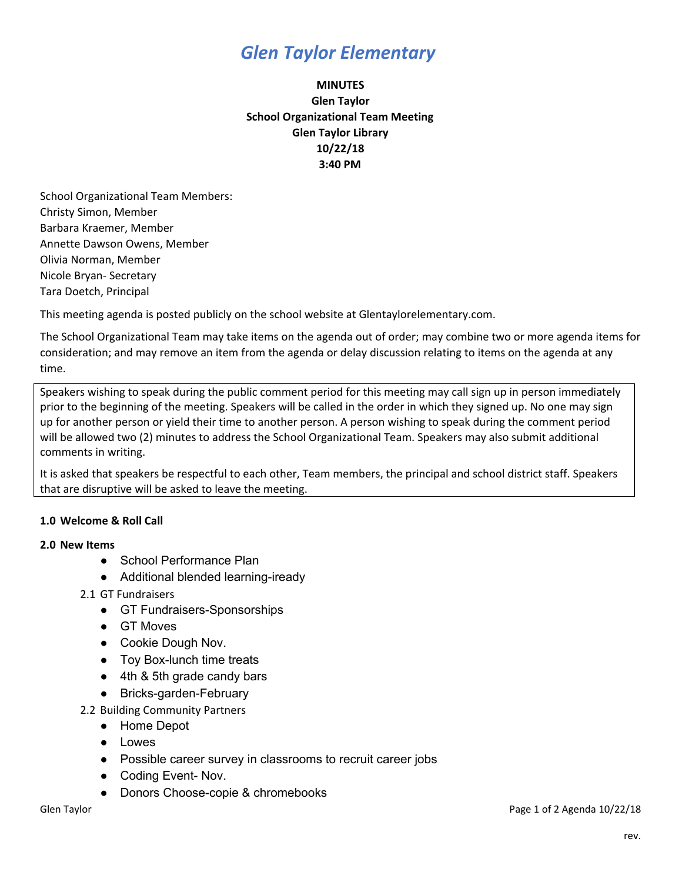# *Glen Taylor Elementary*

**MINUTES**
**Glen Taylor**
**School Organizational Team Meeting**
**Glen Taylor Library**
**10/22/18**
**3:40 PM**

School Organizational Team Members:
Christy Simon, Member
Barbara Kraemer, Member
Annette Dawson Owens, Member
Olivia Norman, Member
Nicole Bryan- Secretary
Tara Doetch, Principal

This meeting agenda is posted publicly on the school website at Glentaylorelementary.com.

The School Organizational Team may take items on the agenda out of order; may combine two or more agenda items for consideration; and may remove an item from the agenda or delay discussion relating to items on the agenda at any time.

Speakers wishing to speak during the public comment period for this meeting may call sign up in person immediately prior to the beginning of the meeting. Speakers will be called in the order in which they signed up. No one may sign up for another person or yield their time to another person. A person wishing to speak during the comment period will be allowed two (2) minutes to address the School Organizational Team. Speakers may also submit additional comments in writing.

It is asked that speakers be respectful to each other, Team members, the principal and school district staff. Speakers that are disruptive will be asked to leave the meeting.

**1.0 Welcome & Roll Call**

**2.0 New Items**

- School Performance Plan
- Additional blended learning-iready

2.1 GT Fundraisers

- GT Fundraisers-Sponsorships
- GT Moves
- Cookie Dough Nov.
- Toy Box-lunch time treats
- 4th & 5th grade candy bars
- Bricks-garden-February

2.2 Building Community Partners

- Home Depot
- Lowes
- Possible career survey in classrooms to recruit career jobs
- Coding Event- Nov.
- Donors Choose-copie & chromebooks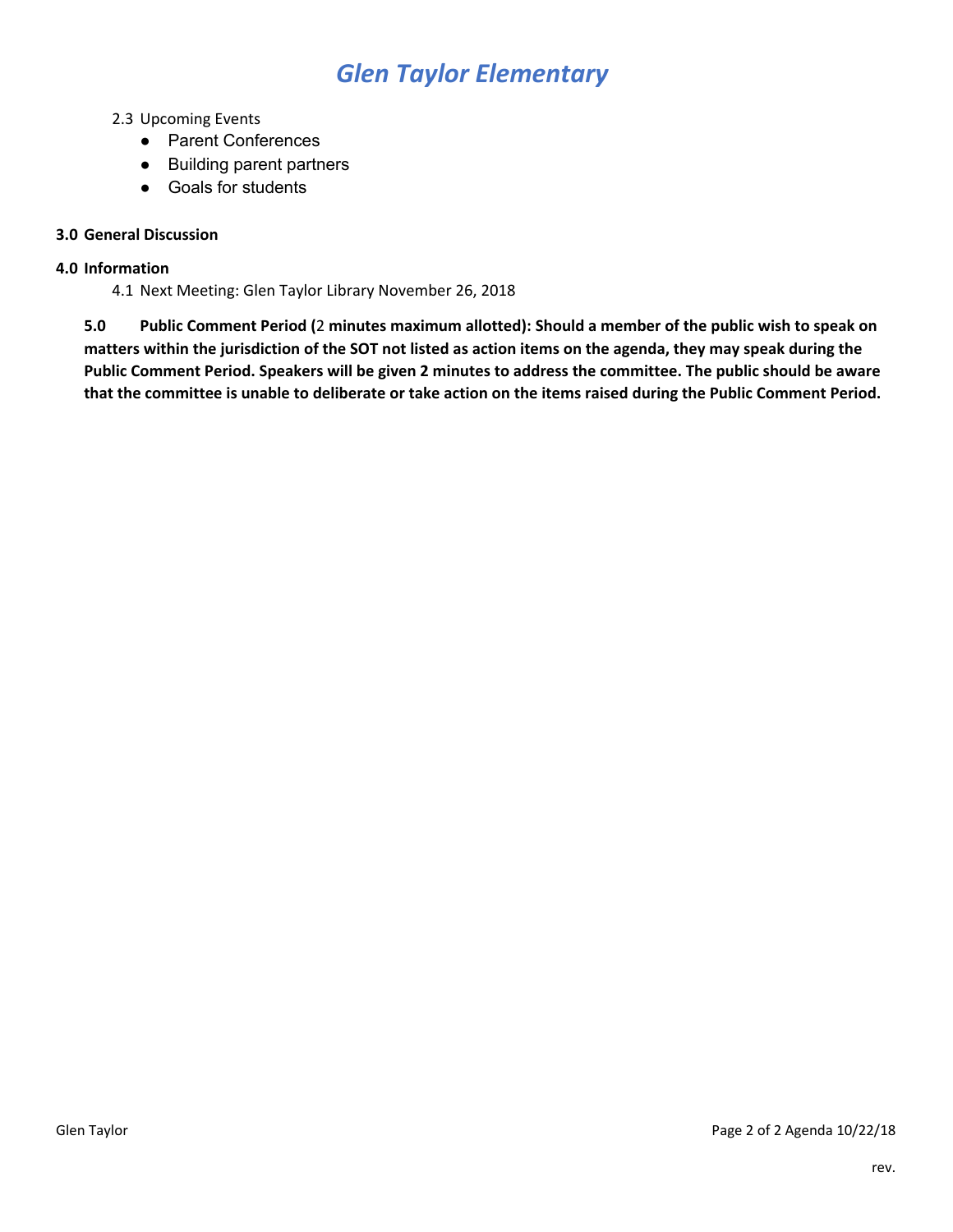2.3 Upcoming Events

- Parent Conferences
- Building parent partners
- Goals for students

**3.0 General Discussion**

**4.0 Information**

4.1 Next Meeting: Glen Taylor Library November 26, 2018

**5.0 Public Comment Period (**2 **minutes maximum allotted): Should a member of the public wish to speak on matters within the jurisdiction of the SOT not listed as action items on the agenda, they may speak during the Public Comment Period. Speakers will be given 2 minutes to address the committee. The public should be aware that the committee is unable to deliberate or take action on the items raised during the Public Comment Period.**